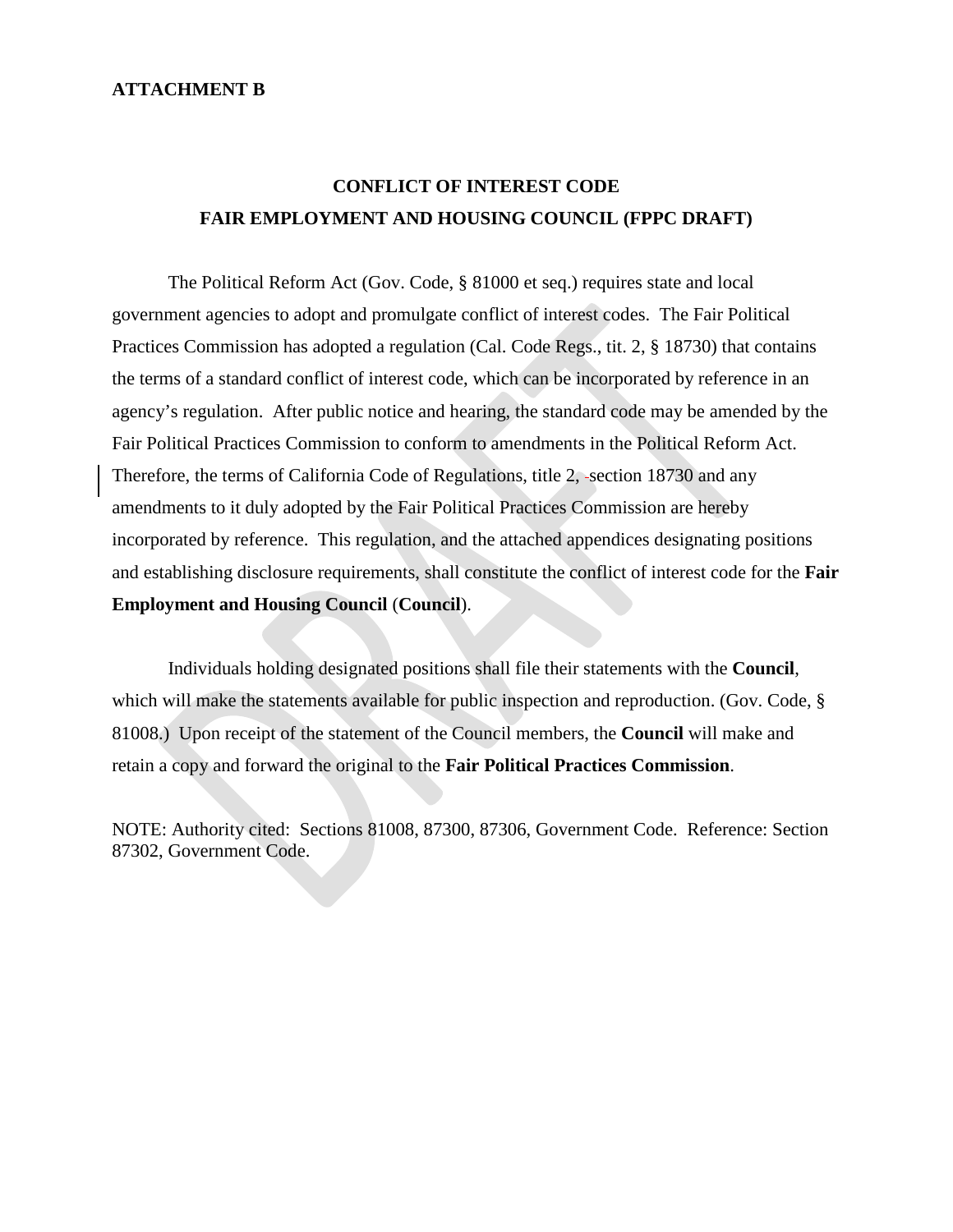**ATTACHMENT B**

## CONFLICT OF INTEREST CODE
## FAIR EMPLOYMENT AND HOUSING COUNCIL (FPPC DRAFT)

The Political Reform Act (Gov. Code, § 81000 et seq.) requires state and local government agencies to adopt and promulgate conflict of interest codes. The Fair Political Practices Commission has adopted a regulation (Cal. Code Regs., tit. 2, § 18730) that contains the terms of a standard conflict of interest code, which can be incorporated by reference in an agency's regulation. After public notice and hearing, the standard code may be amended by the Fair Political Practices Commission to conform to amendments in the Political Reform Act. Therefore, the terms of California Code of Regulations, title 2, section 18730 and any amendments to it duly adopted by the Fair Political Practices Commission are hereby incorporated by reference. This regulation, and the attached appendices designating positions and establishing disclosure requirements, shall constitute the conflict of interest code for the **Fair Employment and Housing Council** (**Council**).

Individuals holding designated positions shall file their statements with the **Council**, which will make the statements available for public inspection and reproduction. (Gov. Code, § 81008.) Upon receipt of the statement of the Council members, the **Council** will make and retain a copy and forward the original to the **Fair Political Practices Commission**.

NOTE: Authority cited: Sections 81008, 87300, 87306, Government Code. Reference: Section 87302, Government Code.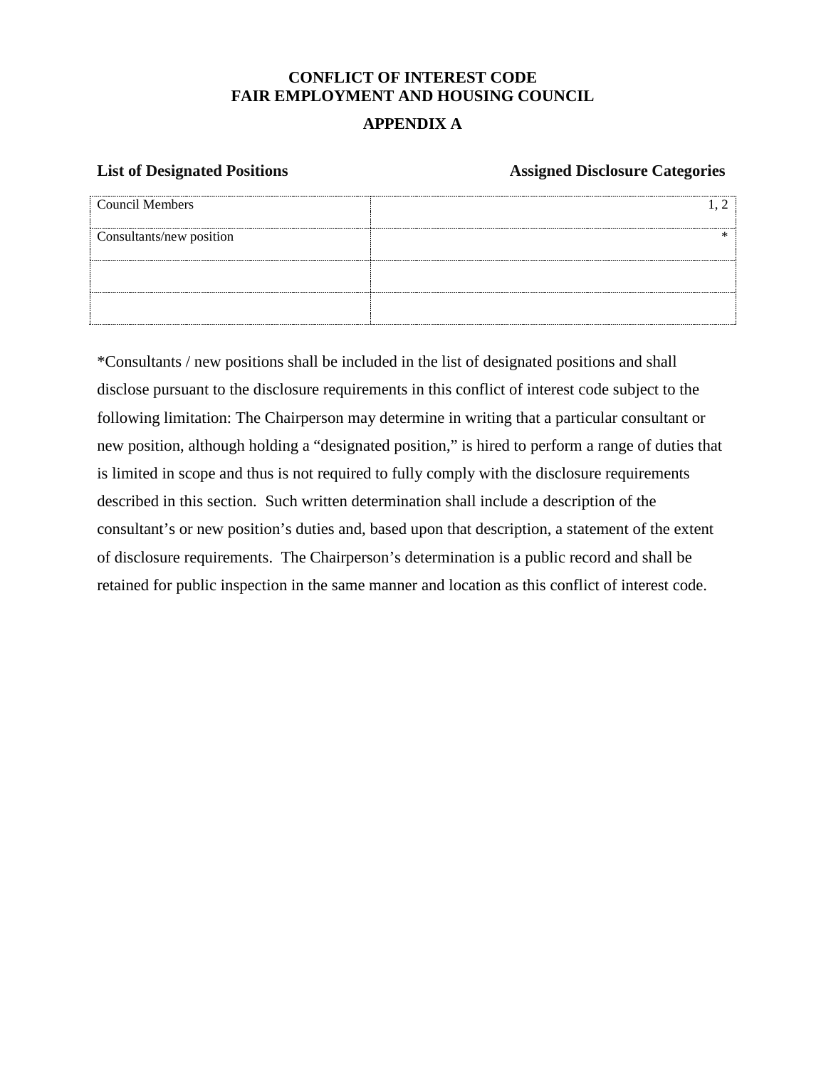**CONFLICT OF INTEREST CODE**
**FAIR EMPLOYMENT AND HOUSING COUNCIL**

**APPENDIX A**

| List of Designated Positions | Assigned Disclosure Categories |
| --- | --- |
| Council Members | 1, 2 |
| Consultants/new position | * |
| | |
| | |

*Consultants / new positions shall be included in the list of designated positions and shall disclose pursuant to the disclosure requirements in this conflict of interest code subject to the following limitation: The Chairperson may determine in writing that a particular consultant or new position, although holding a "designated position," is hired to perform a range of duties that is limited in scope and thus is not required to fully comply with the disclosure requirements described in this section. Such written determination shall include a description of the consultant's or new position's duties and, based upon that description, a statement of the extent of disclosure requirements. The Chairperson's determination is a public record and shall be retained for public inspection in the same manner and location as this conflict of interest code.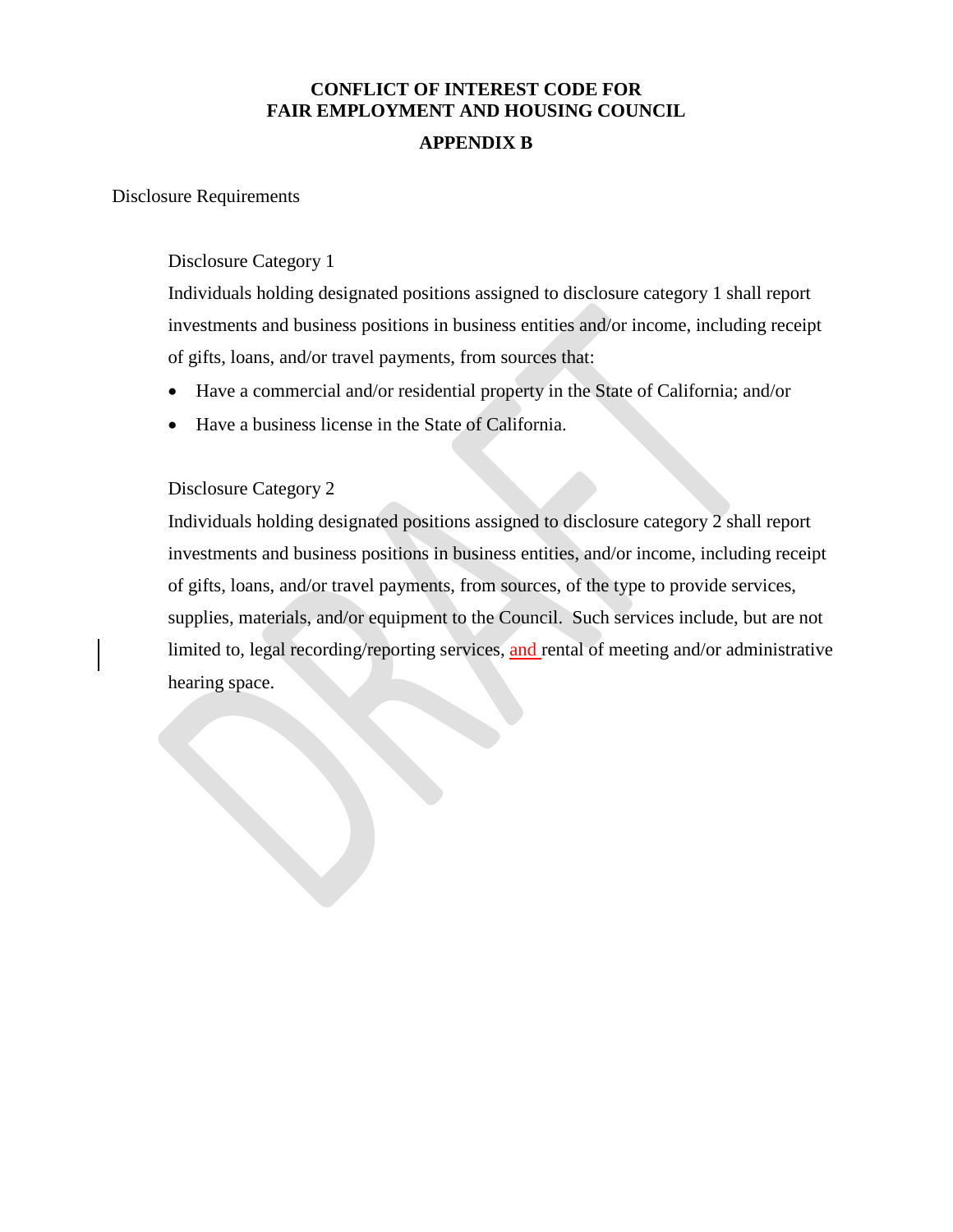**CONFLICT OF INTEREST CODE FOR FAIR EMPLOYMENT AND HOUSING COUNCIL**

**APPENDIX B**

Disclosure Requirements

Disclosure Category 1

Individuals holding designated positions assigned to disclosure category 1 shall report investments and business positions in business entities and/or income, including receipt of gifts, loans, and/or travel payments, from sources that:

- Have a commercial and/or residential property in the State of California; and/or
- Have a business license in the State of California.

Disclosure Category 2

Individuals holding designated positions assigned to disclosure category 2 shall report investments and business positions in business entities, and/or income, including receipt of gifts, loans, and/or travel payments, from sources, of the type to provide services, supplies, materials, and/or equipment to the Council. Such services include, but are not limited to, legal recording/reporting services, and rental of meeting and/or administrative hearing space.